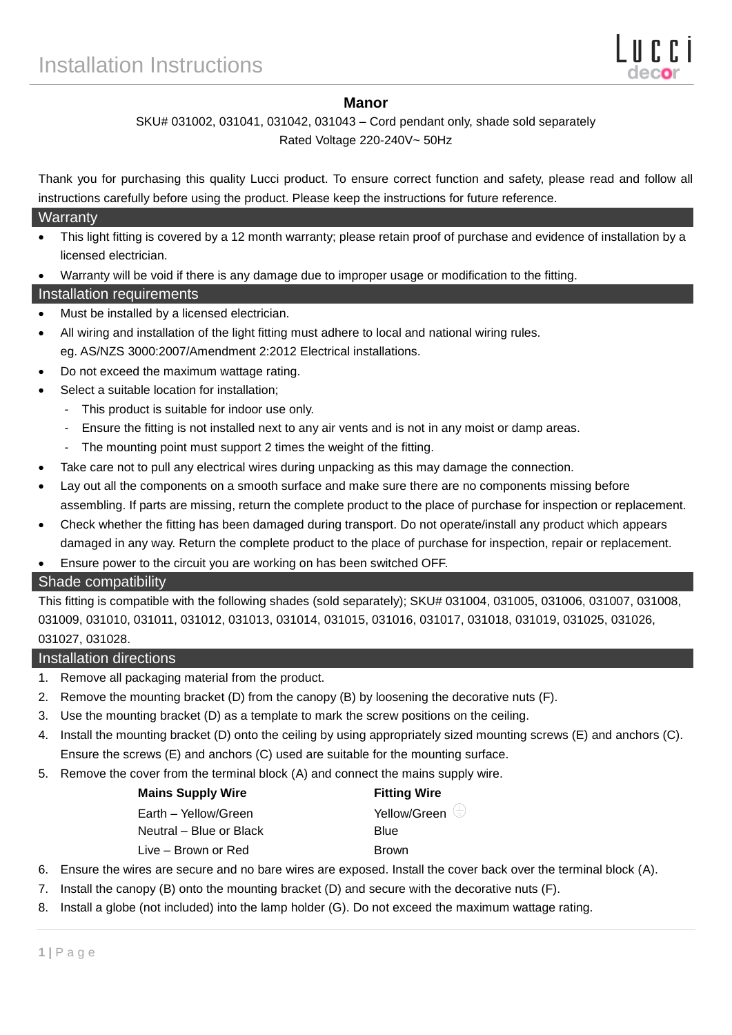# Installation Instructions

## Manor

SKU# 031002, 031041, 031042, 031043 – Cord pendant only, shade sold separately

Rated Voltage 220-240V~ 50Hz

Thank you for purchasing this quality Lucci product. To ensure correct function and safety, please read and follow all instructions carefully before using the product. Please keep the instructions for future reference.

## Warranty

- This light fitting is covered by a 12 month warranty; please retain proof of purchase and evidence of installation by a licensed electrician.
- Warranty will be void if there is any damage due to improper usage or modification to the fitting.

## Installation requirements

- Must be installed by a licensed electrician.
- All wiring and installation of the light fitting must adhere to local and national wiring rules. eg. AS/NZS 3000:2007/Amendment 2:2012 Electrical installations.
- Do not exceed the maximum wattage rating.
- Select a suitable location for installation;
  - This product is suitable for indoor use only.
  - Ensure the fitting is not installed next to any air vents and is not in any moist or damp areas.
  - The mounting point must support 2 times the weight of the fitting.
- Take care not to pull any electrical wires during unpacking as this may damage the connection.
- Lay out all the components on a smooth surface and make sure there are no components missing before assembling. If parts are missing, return the complete product to the place of purchase for inspection or replacement.
- Check whether the fitting has been damaged during transport. Do not operate/install any product which appears damaged in any way. Return the complete product to the place of purchase for inspection, repair or replacement.
- Ensure power to the circuit you are working on has been switched OFF.

## Shade compatibility

This fitting is compatible with the following shades (sold separately); SKU# 031004, 031005, 031006, 031007, 031008, 031009, 031010, 031011, 031012, 031013, 031014, 031015, 031016, 031017, 031018, 031019, 031025, 031026, 031027, 031028.

## Installation directions

1. Remove all packaging material from the product.
2. Remove the mounting bracket (D) from the canopy (B) by loosening the decorative nuts (F).
3. Use the mounting bracket (D) as a template to mark the screw positions on the ceiling.
4. Install the mounting bracket (D) onto the ceiling by using appropriately sized mounting screws (E) and anchors (C). Ensure the screws (E) and anchors (C) used are suitable for the mounting surface.
5. Remove the cover from the terminal block (A) and connect the mains supply wire.

| Mains Supply Wire | Fitting Wire |
|---|---|
| Earth – Yellow/Green | Yellow/Green ⏚ |
| Neutral – Blue or Black | Blue |
| Live – Brown or Red | Brown |

6. Ensure the wires are secure and no bare wires are exposed. Install the cover back over the terminal block (A).
7. Install the canopy (B) onto the mounting bracket (D) and secure with the decorative nuts (F).
8. Install a globe (not included) into the lamp holder (G). Do not exceed the maximum wattage rating.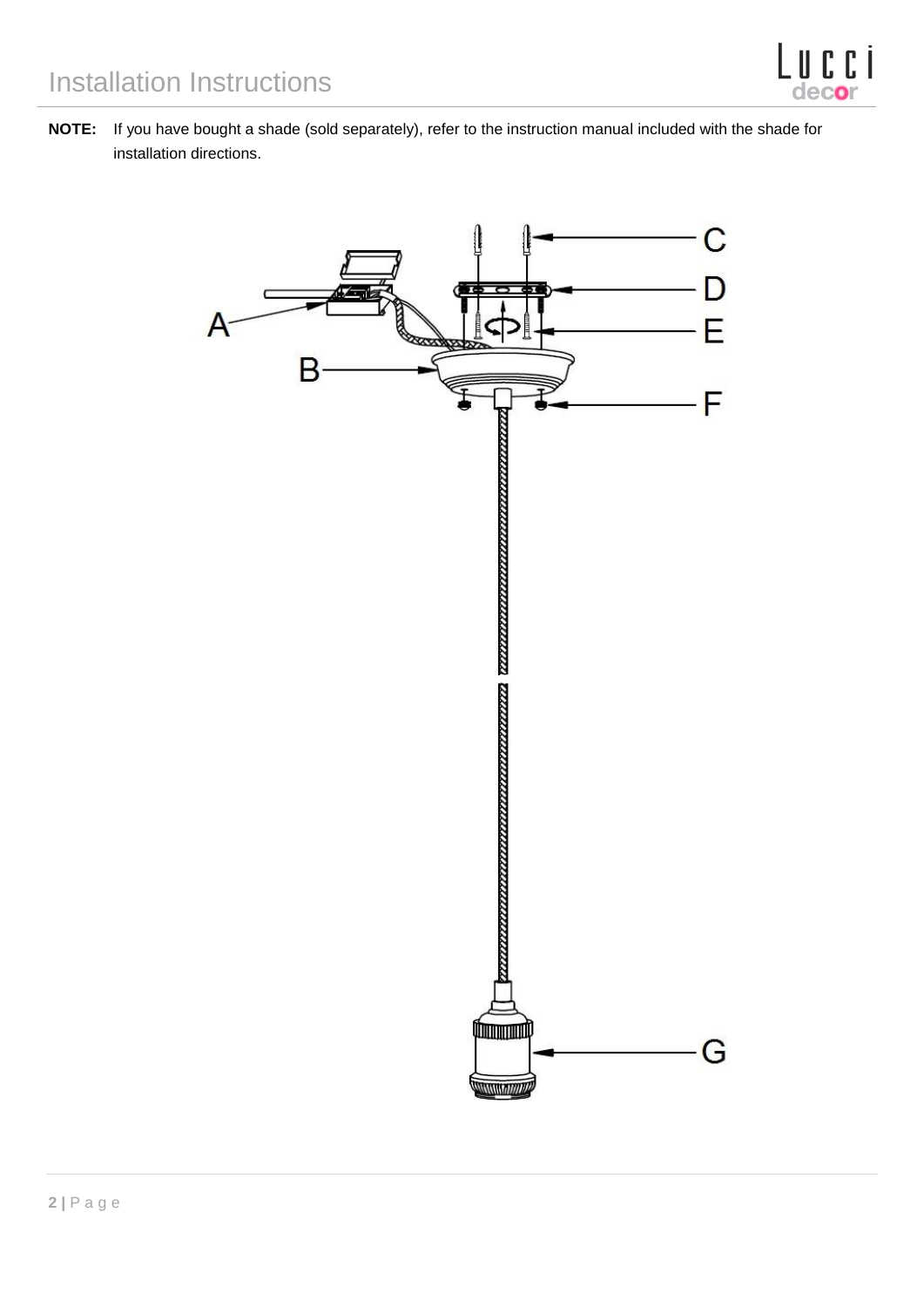# Installation Instructions

**NOTE:** If you have bought a shade (sold separately), refer to the instruction manual included with the shade for installation directions.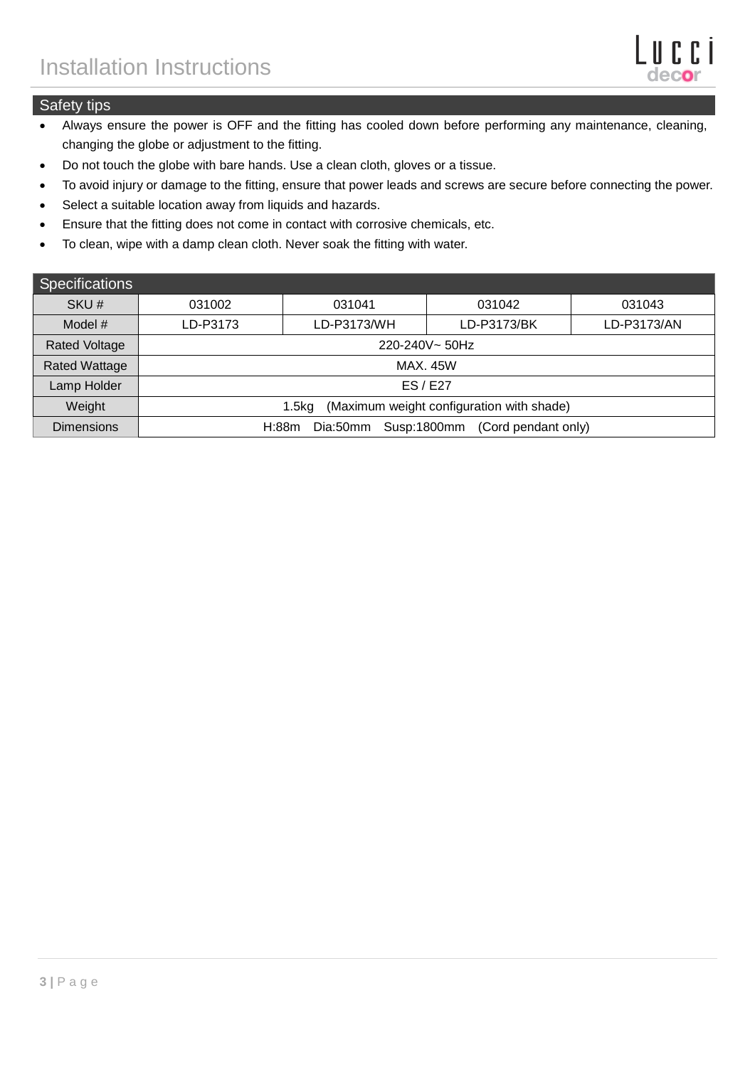# Installation Instructions

## Safety tips

- Always ensure the power is OFF and the fitting has cooled down before performing any maintenance, cleaning, changing the globe or adjustment to the fitting.
- Do not touch the globe with bare hands. Use a clean cloth, gloves or a tissue.
- To avoid injury or damage to the fitting, ensure that power leads and screws are secure before connecting the power.
- Select a suitable location away from liquids and hazards.
- Ensure that the fitting does not come in contact with corrosive chemicals, etc.
- To clean, wipe with a damp clean cloth. Never soak the fitting with water.

## Specifications

| SKU # | 031002 | 031041 | 031042 | 031043 |
|---|---|---|---|---|
| Model # | LD-P3173 | LD-P3173/WH | LD-P3173/BK | LD-P3173/AN |
| Rated Voltage | 220-240V~ 50Hz | | | |
| Rated Wattage | MAX. 45W | | | |
| Lamp Holder | ES / E27 | | | |
| Weight | 1.5kg (Maximum weight configuration with shade) | | | |
| Dimensions | H:88m Dia:50mm Susp:1800mm (Cord pendant only) | | | |